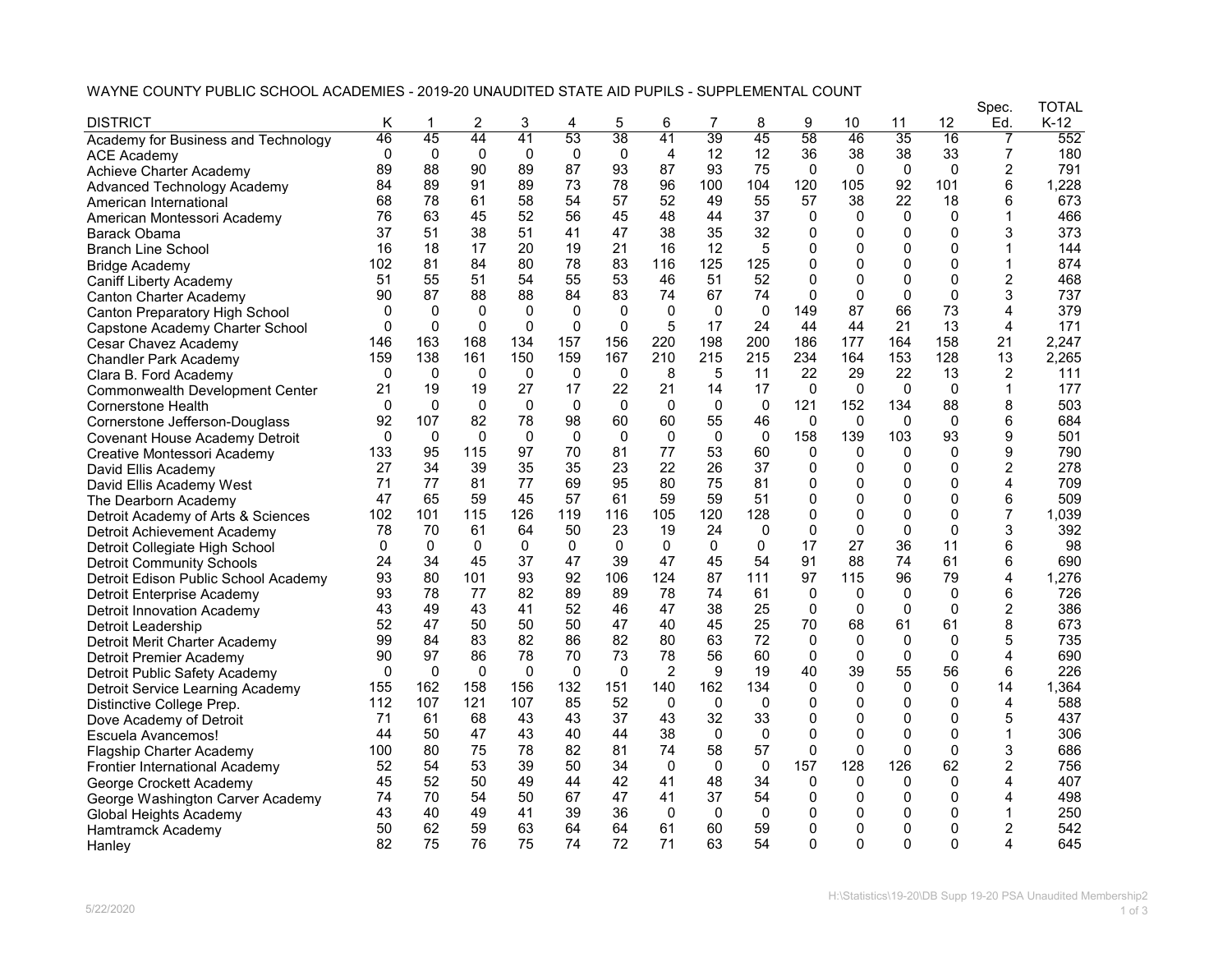# WAYNE COUNTY PUBLIC SCHOOL ACADEMIES - 2019-20 UNAUDITED STATE AID PUPILS - SUPPLEMENTAL COUNT

| DISTRICT | K | 1 | 2 | 3 | 4 | 5 | 6 | 7 | 8 | 9 | 10 | 11 | 12 | Spec. Ed. | TOTAL K-12 |
|---|---|---|---|---|---|---|---|---|---|---|---|---|---|---|---|
| Academy for Business and Technology | 46 | 45 | 44 | 41 | 53 | 38 | 41 | 39 | 45 | 58 | 46 | 35 | 16 | 7 | 552 |
| ACE Academy | 0 | 0 | 0 | 0 | 0 | 0 | 4 | 12 | 12 | 36 | 38 | 38 | 33 | 7 | 180 |
| Achieve Charter Academy | 89 | 88 | 90 | 89 | 87 | 93 | 87 | 93 | 75 | 0 | 0 | 0 | 0 | 2 | 791 |
| Advanced Technology Academy | 84 | 89 | 91 | 89 | 73 | 78 | 96 | 100 | 104 | 120 | 105 | 92 | 101 | 6 | 1,228 |
| American International | 68 | 78 | 61 | 58 | 54 | 57 | 52 | 49 | 55 | 57 | 38 | 22 | 18 | 6 | 673 |
| American Montessori Academy | 76 | 63 | 45 | 52 | 56 | 45 | 48 | 44 | 37 | 0 | 0 | 0 | 0 | 1 | 466 |
| Barack Obama | 37 | 51 | 38 | 51 | 41 | 47 | 38 | 35 | 32 | 0 | 0 | 0 | 0 | 3 | 373 |
| Branch Line School | 16 | 18 | 17 | 20 | 19 | 21 | 16 | 12 | 5 | 0 | 0 | 0 | 0 | 1 | 144 |
| Bridge Academy | 102 | 81 | 84 | 80 | 78 | 83 | 116 | 125 | 125 | 0 | 0 | 0 | 0 | 1 | 874 |
| Caniff Liberty Academy | 51 | 55 | 51 | 54 | 55 | 53 | 46 | 51 | 52 | 0 | 0 | 0 | 0 | 2 | 468 |
| Canton Charter Academy | 90 | 87 | 88 | 88 | 84 | 83 | 74 | 67 | 74 | 0 | 0 | 0 | 0 | 3 | 737 |
| Canton Preparatory High School | 0 | 0 | 0 | 0 | 0 | 0 | 0 | 0 | 0 | 149 | 87 | 66 | 73 | 4 | 379 |
| Capstone Academy Charter School | 0 | 0 | 0 | 0 | 0 | 0 | 5 | 17 | 24 | 44 | 44 | 21 | 13 | 4 | 171 |
| Cesar Chavez Academy | 146 | 163 | 168 | 134 | 157 | 156 | 220 | 198 | 200 | 186 | 177 | 164 | 158 | 21 | 2,247 |
| Chandler Park Academy | 159 | 138 | 161 | 150 | 159 | 167 | 210 | 215 | 215 | 234 | 164 | 153 | 128 | 13 | 2,265 |
| Clara B. Ford Academy | 0 | 0 | 0 | 0 | 0 | 0 | 8 | 5 | 11 | 22 | 29 | 22 | 13 | 2 | 111 |
| Commonwealth Development Center | 21 | 19 | 19 | 27 | 17 | 22 | 21 | 14 | 17 | 0 | 0 | 0 | 0 | 1 | 177 |
| Cornerstone Health | 0 | 0 | 0 | 0 | 0 | 0 | 0 | 0 | 0 | 121 | 152 | 134 | 88 | 8 | 503 |
| Cornerstone Jefferson-Douglass | 92 | 107 | 82 | 78 | 98 | 60 | 60 | 55 | 46 | 0 | 0 | 0 | 0 | 6 | 684 |
| Covenant House Academy Detroit | 0 | 0 | 0 | 0 | 0 | 0 | 0 | 0 | 0 | 158 | 139 | 103 | 93 | 9 | 501 |
| Creative Montessori Academy | 133 | 95 | 115 | 97 | 70 | 81 | 77 | 53 | 60 | 0 | 0 | 0 | 0 | 9 | 790 |
| David Ellis Academy | 27 | 34 | 39 | 35 | 35 | 23 | 22 | 26 | 37 | 0 | 0 | 0 | 0 | 2 | 278 |
| David Ellis Academy West | 71 | 77 | 81 | 77 | 69 | 95 | 80 | 75 | 81 | 0 | 0 | 0 | 0 | 4 | 709 |
| The Dearborn Academy | 47 | 65 | 59 | 45 | 57 | 61 | 59 | 59 | 51 | 0 | 0 | 0 | 0 | 6 | 509 |
| Detroit Academy of Arts & Sciences | 102 | 101 | 115 | 126 | 119 | 116 | 105 | 120 | 128 | 0 | 0 | 0 | 0 | 7 | 1,039 |
| Detroit Achievement Academy | 78 | 70 | 61 | 64 | 50 | 23 | 19 | 24 | 0 | 0 | 0 | 0 | 0 | 3 | 392 |
| Detroit Collegiate High School | 0 | 0 | 0 | 0 | 0 | 0 | 0 | 0 | 0 | 17 | 27 | 36 | 11 | 6 | 98 |
| Detroit Community Schools | 24 | 34 | 45 | 37 | 47 | 39 | 47 | 45 | 54 | 91 | 88 | 74 | 61 | 6 | 690 |
| Detroit Edison Public School Academy | 93 | 80 | 101 | 93 | 92 | 106 | 124 | 87 | 111 | 97 | 115 | 96 | 79 | 4 | 1,276 |
| Detroit Enterprise Academy | 93 | 78 | 77 | 82 | 89 | 89 | 78 | 74 | 61 | 0 | 0 | 0 | 0 | 6 | 726 |
| Detroit Innovation Academy | 43 | 49 | 43 | 41 | 52 | 46 | 47 | 38 | 25 | 0 | 0 | 0 | 0 | 2 | 386 |
| Detroit Leadership | 52 | 47 | 50 | 50 | 50 | 47 | 40 | 45 | 25 | 70 | 68 | 61 | 61 | 8 | 673 |
| Detroit Merit Charter Academy | 99 | 84 | 83 | 82 | 86 | 82 | 80 | 63 | 72 | 0 | 0 | 0 | 0 | 5 | 735 |
| Detroit Premier Academy | 90 | 97 | 86 | 78 | 70 | 73 | 78 | 56 | 60 | 0 | 0 | 0 | 0 | 4 | 690 |
| Detroit Public Safety Academy | 0 | 0 | 0 | 0 | 0 | 0 | 2 | 9 | 19 | 40 | 39 | 55 | 56 | 6 | 226 |
| Detroit Service Learning Academy | 155 | 162 | 158 | 156 | 132 | 151 | 140 | 162 | 134 | 0 | 0 | 0 | 0 | 14 | 1,364 |
| Distinctive College Prep. | 112 | 107 | 121 | 107 | 85 | 52 | 0 | 0 | 0 | 0 | 0 | 0 | 0 | 4 | 588 |
| Dove Academy of Detroit | 71 | 61 | 68 | 43 | 43 | 37 | 43 | 32 | 33 | 0 | 0 | 0 | 0 | 5 | 437 |
| Escuela Avancemos! | 44 | 50 | 47 | 43 | 40 | 44 | 38 | 0 | 0 | 0 | 0 | 0 | 0 | 1 | 306 |
| Flagship Charter Academy | 100 | 80 | 75 | 78 | 82 | 81 | 74 | 58 | 57 | 0 | 0 | 0 | 0 | 3 | 686 |
| Frontier International Academy | 52 | 54 | 53 | 39 | 50 | 34 | 0 | 0 | 0 | 157 | 128 | 126 | 62 | 2 | 756 |
| George Crockett Academy | 45 | 52 | 50 | 49 | 44 | 42 | 41 | 48 | 34 | 0 | 0 | 0 | 0 | 4 | 407 |
| George Washington Carver Academy | 74 | 70 | 54 | 50 | 67 | 47 | 41 | 37 | 54 | 0 | 0 | 0 | 0 | 4 | 498 |
| Global Heights Academy | 43 | 40 | 49 | 41 | 39 | 36 | 0 | 0 | 0 | 0 | 0 | 0 | 0 | 1 | 250 |
| Hamtramck Academy | 50 | 62 | 59 | 63 | 64 | 64 | 61 | 60 | 59 | 0 | 0 | 0 | 0 | 2 | 542 |
| Hanley | 82 | 75 | 76 | 75 | 74 | 72 | 71 | 63 | 54 | 0 | 0 | 0 | 0 | 4 | 645 |

5/22/2020

H:\Statistics\19-20\DB Supp 19-20 PSA Unaudited Membership2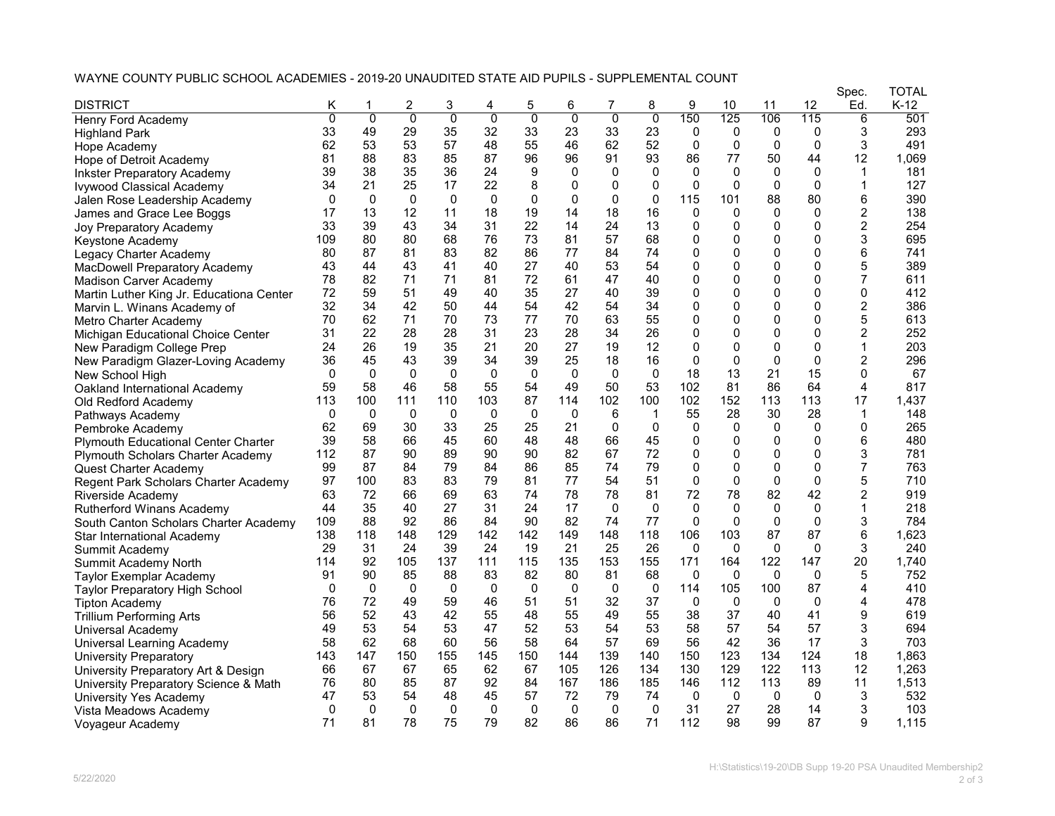WAYNE COUNTY PUBLIC SCHOOL ACADEMIES - 2019-20 UNAUDITED STATE AID PUPILS - SUPPLEMENTAL COUNT

| DISTRICT | K | 1 | 2 | 3 | 4 | 5 | 6 | 7 | 8 | 9 | 10 | 11 | 12 | Spec. Ed. | TOTAL K-12 |
|---|---|---|---|---|---|---|---|---|---|---|---|---|---|---|---|
| Henry Ford Academy | 0 | 0 | 0 | 0 | 0 | 0 | 0 | 0 | 0 | 150 | 125 | 106 | 115 | 6 | 501 |
| Highland Park | 33 | 49 | 29 | 35 | 32 | 33 | 23 | 33 | 23 | 0 | 0 | 0 | 0 | 3 | 293 |
| Hope Academy | 62 | 53 | 53 | 57 | 48 | 55 | 46 | 62 | 52 | 0 | 0 | 0 | 0 | 3 | 491 |
| Hope of Detroit Academy | 81 | 88 | 83 | 85 | 87 | 96 | 96 | 91 | 93 | 86 | 77 | 50 | 44 | 12 | 1,069 |
| Inkster Preparatory Academy | 39 | 38 | 35 | 36 | 24 | 9 | 0 | 0 | 0 | 0 | 0 | 0 | 0 | 1 | 181 |
| Ivywood Classical Academy | 34 | 21 | 25 | 17 | 22 | 8 | 0 | 0 | 0 | 0 | 0 | 0 | 0 | 1 | 127 |
| Jalen Rose Leadership Academy | 0 | 0 | 0 | 0 | 0 | 0 | 0 | 0 | 0 | 115 | 101 | 88 | 80 | 6 | 390 |
| James and Grace Lee Boggs | 17 | 13 | 12 | 11 | 18 | 19 | 14 | 18 | 16 | 0 | 0 | 0 | 0 | 2 | 138 |
| Joy Preparatory Academy | 33 | 39 | 43 | 34 | 31 | 22 | 14 | 24 | 13 | 0 | 0 | 0 | 0 | 2 | 254 |
| Keystone Academy | 109 | 80 | 80 | 68 | 76 | 73 | 81 | 57 | 68 | 0 | 0 | 0 | 0 | 3 | 695 |
| Legacy Charter Academy | 80 | 87 | 81 | 83 | 82 | 86 | 77 | 84 | 74 | 0 | 0 | 0 | 0 | 6 | 741 |
| MacDowell Preparatory Academy | 43 | 44 | 43 | 41 | 40 | 27 | 40 | 53 | 54 | 0 | 0 | 0 | 0 | 5 | 389 |
| Madison Carver Academy | 78 | 82 | 71 | 71 | 81 | 72 | 61 | 47 | 40 | 0 | 0 | 0 | 0 | 7 | 611 |
| Martin Luther King Jr. Educationa Center | 72 | 59 | 51 | 49 | 40 | 35 | 27 | 40 | 39 | 0 | 0 | 0 | 0 | 0 | 412 |
| Marvin L. Winans Academy of | 32 | 34 | 42 | 50 | 44 | 54 | 42 | 54 | 34 | 0 | 0 | 0 | 0 | 2 | 386 |
| Metro Charter Academy | 70 | 62 | 71 | 70 | 73 | 77 | 70 | 63 | 55 | 0 | 0 | 0 | 0 | 5 | 613 |
| Michigan Educational Choice Center | 31 | 22 | 28 | 28 | 31 | 23 | 28 | 34 | 26 | 0 | 0 | 0 | 0 | 2 | 252 |
| New Paradigm College Prep | 24 | 26 | 19 | 35 | 21 | 20 | 27 | 19 | 12 | 0 | 0 | 0 | 0 | 1 | 203 |
| New Paradigm Glazer-Loving Academy | 36 | 45 | 43 | 39 | 34 | 39 | 25 | 18 | 16 | 0 | 0 | 0 | 0 | 2 | 296 |
| New School High | 0 | 0 | 0 | 0 | 0 | 0 | 0 | 0 | 0 | 18 | 13 | 21 | 15 | 0 | 67 |
| Oakland International Academy | 59 | 58 | 46 | 58 | 55 | 54 | 49 | 50 | 53 | 102 | 81 | 86 | 64 | 4 | 817 |
| Old Redford Academy | 113 | 100 | 111 | 110 | 103 | 87 | 114 | 102 | 100 | 102 | 152 | 113 | 113 | 17 | 1,437 |
| Pathways Academy | 0 | 0 | 0 | 0 | 0 | 0 | 0 | 6 | 1 | 55 | 28 | 30 | 28 | 1 | 148 |
| Pembroke Academy | 62 | 69 | 30 | 33 | 25 | 25 | 21 | 0 | 0 | 0 | 0 | 0 | 0 | 0 | 265 |
| Plymouth Educational Center Charter | 39 | 58 | 66 | 45 | 60 | 48 | 48 | 66 | 45 | 0 | 0 | 0 | 0 | 6 | 480 |
| Plymouth Scholars Charter Academy | 112 | 87 | 90 | 89 | 90 | 90 | 82 | 67 | 72 | 0 | 0 | 0 | 0 | 3 | 781 |
| Quest Charter Academy | 99 | 87 | 84 | 79 | 84 | 86 | 85 | 74 | 79 | 0 | 0 | 0 | 0 | 7 | 763 |
| Regent Park Scholars Charter Academy | 97 | 100 | 83 | 83 | 79 | 81 | 77 | 54 | 51 | 0 | 0 | 0 | 0 | 5 | 710 |
| Riverside Academy | 63 | 72 | 66 | 69 | 63 | 74 | 78 | 78 | 81 | 72 | 78 | 82 | 42 | 2 | 919 |
| Rutherford Winans Academy | 44 | 35 | 40 | 27 | 31 | 24 | 17 | 0 | 0 | 0 | 0 | 0 | 0 | 1 | 218 |
| South Canton Scholars Charter Academy | 109 | 88 | 92 | 86 | 84 | 90 | 82 | 74 | 77 | 0 | 0 | 0 | 0 | 3 | 784 |
| Star International Academy | 138 | 118 | 148 | 129 | 142 | 142 | 149 | 148 | 118 | 106 | 103 | 87 | 87 | 6 | 1,623 |
| Summit Academy | 29 | 31 | 24 | 39 | 24 | 19 | 21 | 25 | 26 | 0 | 0 | 0 | 0 | 3 | 240 |
| Summit Academy North | 114 | 92 | 105 | 137 | 111 | 115 | 135 | 153 | 155 | 171 | 164 | 122 | 147 | 20 | 1,740 |
| Taylor Exemplar Academy | 91 | 90 | 85 | 88 | 83 | 82 | 80 | 81 | 68 | 0 | 0 | 0 | 0 | 5 | 752 |
| Taylor Preparatory High School | 0 | 0 | 0 | 0 | 0 | 0 | 0 | 0 | 0 | 114 | 105 | 100 | 87 | 4 | 410 |
| Tipton Academy | 76 | 72 | 49 | 59 | 46 | 51 | 51 | 32 | 37 | 0 | 0 | 0 | 0 | 4 | 478 |
| Trillium Performing Arts | 56 | 52 | 43 | 42 | 55 | 48 | 55 | 49 | 55 | 38 | 37 | 40 | 41 | 9 | 619 |
| Universal Academy | 49 | 53 | 54 | 53 | 47 | 52 | 53 | 54 | 53 | 58 | 57 | 54 | 57 | 3 | 694 |
| Universal Learning Academy | 58 | 62 | 68 | 60 | 56 | 58 | 64 | 57 | 69 | 56 | 42 | 36 | 17 | 3 | 703 |
| University Preparatory | 143 | 147 | 150 | 155 | 145 | 150 | 144 | 139 | 140 | 150 | 123 | 134 | 124 | 18 | 1,863 |
| University Preparatory Art & Design | 66 | 67 | 67 | 65 | 62 | 67 | 105 | 126 | 134 | 130 | 129 | 122 | 113 | 12 | 1,263 |
| University Preparatory Science & Math | 76 | 80 | 85 | 87 | 92 | 84 | 167 | 186 | 185 | 146 | 112 | 113 | 89 | 11 | 1,513 |
| University Yes Academy | 47 | 53 | 54 | 48 | 45 | 57 | 72 | 79 | 74 | 0 | 0 | 0 | 0 | 3 | 532 |
| Vista Meadows Academy | 0 | 0 | 0 | 0 | 0 | 0 | 0 | 0 | 0 | 31 | 27 | 28 | 14 | 3 | 103 |
| Voyageur Academy | 71 | 81 | 78 | 75 | 79 | 82 | 86 | 86 | 71 | 112 | 98 | 99 | 87 | 9 | 1,115 |

5/22/2020

H:\Statistics\19-20\DB Supp 19-20 PSA Unaudited Membership2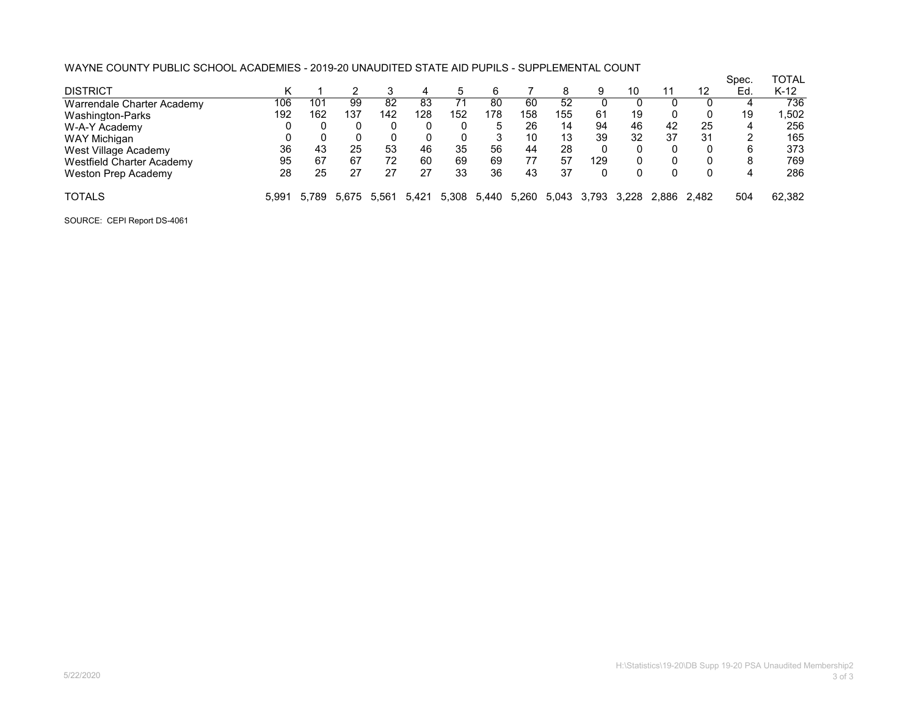WAYNE COUNTY PUBLIC SCHOOL ACADEMIES - 2019-20 UNAUDITED STATE AID PUPILS - SUPPLEMENTAL COUNT

| DISTRICT | K | 1 | 2 | 3 | 4 | 5 | 6 | 7 | 8 | 9 | 10 | 11 | 12 | Spec. Ed. | TOTAL K-12 |
|---|---|---|---|---|---|---|---|---|---|---|---|---|---|---|---|
| Warrendale Charter Academy | 106 | 101 | 99 | 82 | 83 | 71 | 80 | 60 | 52 | 0 | 0 | 0 | 0 | 4 | 736 |
| Washington-Parks | 192 | 162 | 137 | 142 | 128 | 152 | 178 | 158 | 155 | 61 | 19 | 0 | 0 | 19 | 1,502 |
| W-A-Y Academy | 0 | 0 | 0 | 0 | 0 | 0 | 5 | 26 | 14 | 94 | 46 | 42 | 25 | 4 | 256 |
| WAY Michigan | 0 | 0 | 0 | 0 | 0 | 0 | 3 | 10 | 13 | 39 | 32 | 37 | 31 | 2 | 165 |
| West Village Academy | 36 | 43 | 25 | 53 | 46 | 35 | 56 | 44 | 28 | 0 | 0 | 0 | 0 | 6 | 373 |
| Westfield Charter Academy | 95 | 67 | 67 | 72 | 60 | 69 | 69 | 77 | 57 | 129 | 0 | 0 | 0 | 8 | 769 |
| Weston Prep Academy | 28 | 25 | 27 | 27 | 27 | 33 | 36 | 43 | 37 | 0 | 0 | 0 | 0 | 4 | 286 |
| TOTALS | 5,991 | 5,789 | 5,675 | 5,561 | 5,421 | 5,308 | 5,440 | 5,260 | 5,043 | 3,793 | 3,228 | 2,886 | 2,482 | 504 | 62,382 |

SOURCE: CEPI Report DS-4061

5/22/2020

H:\Statistics\19-20\DB Supp 19-20 PSA Unaudited Membership2